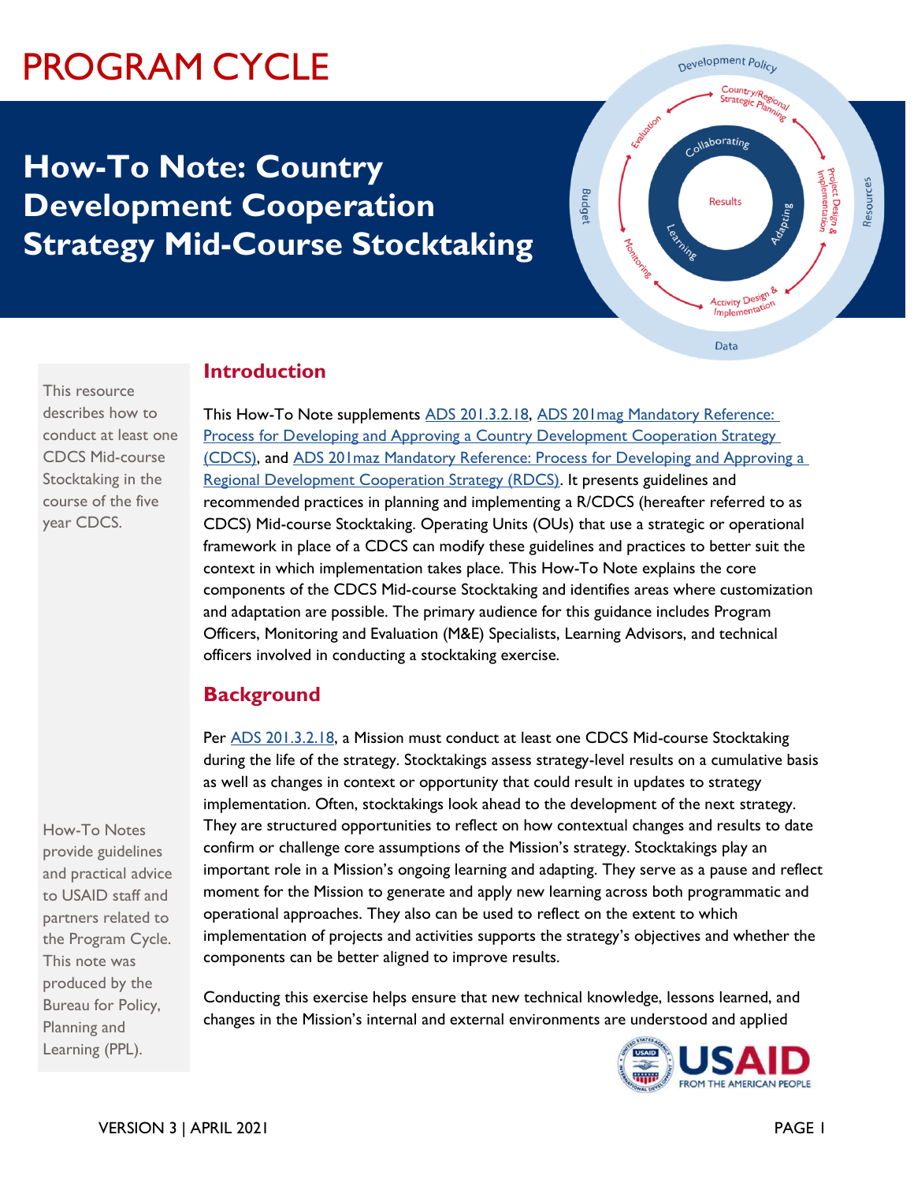# PROGRAM CYCLE

## How-To Note: Country Development Cooperation Strategy Mid-Course Stocktaking

This resource describes how to conduct at least one CDCS Mid-course Stocktaking in the course of the five year CDCS.

## Introduction

This How-To Note supplements ADS 201.3.2.18, ADS 201mag Mandatory Reference: Process for Developing and Approving a Country Development Cooperation Strategy (CDCS), and ADS 201maz Mandatory Reference: Process for Developing and Approving a Regional Development Cooperation Strategy (RDCS). It presents guidelines and recommended practices in planning and implementing a R/CDCS (hereafter referred to as CDCS) Mid-course Stocktaking. Operating Units (OUs) that use a strategic or operational framework in place of a CDCS can modify these guidelines and practices to better suit the context in which implementation takes place. This How-To Note explains the core components of the CDCS Mid-course Stocktaking and identifies areas where customization and adaptation are possible. The primary audience for this guidance includes Program Officers, Monitoring and Evaluation (M&E) Specialists, Learning Advisors, and technical officers involved in conducting a stocktaking exercise.

## Background

Per ADS 201.3.2.18, a Mission must conduct at least one CDCS Mid-course Stocktaking during the life of the strategy. Stocktakings assess strategy-level results on a cumulative basis as well as changes in context or opportunity that could result in updates to strategy implementation. Often, stocktakings look ahead to the development of the next strategy. They are structured opportunities to reflect on how contextual changes and results to date confirm or challenge core assumptions of the Mission's strategy. Stocktakings play an important role in a Mission's ongoing learning and adapting. They serve as a pause and reflect moment for the Mission to generate and apply new learning across both programmatic and operational approaches. They also can be used to reflect on the extent to which implementation of projects and activities supports the strategy's objectives and whether the components can be better aligned to improve results.

How-To Notes provide guidelines and practical advice to USAID staff and partners related to the Program Cycle. This note was produced by the Bureau for Policy, Planning and Learning (PPL).

Conducting this exercise helps ensure that new technical knowledge, lessons learned, and changes in the Mission's internal and external environments are understood and applied

VERSION 3 | APRIL 2021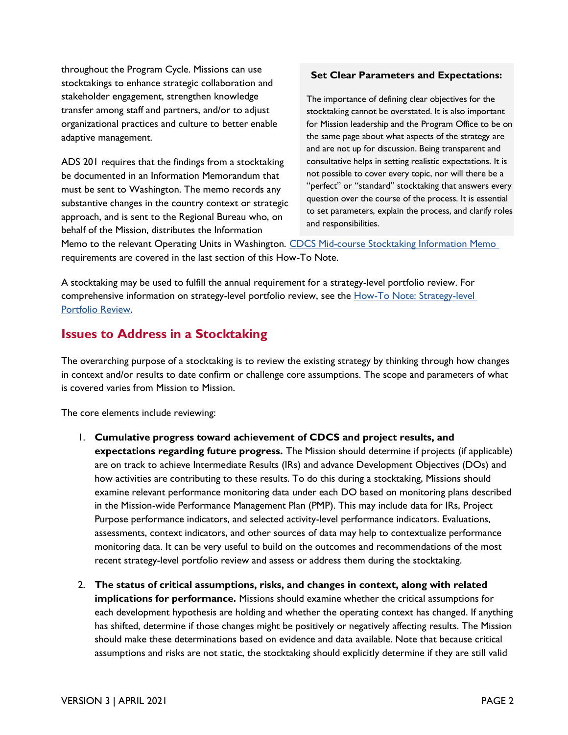throughout the Program Cycle. Missions can use stocktakings to enhance strategic collaboration and stakeholder engagement, strengthen knowledge transfer among staff and partners, and/or to adjust organizational practices and culture to better enable adaptive management.

> **Set Clear Parameters and Expectations:**
>
> The importance of defining clear objectives for the stocktaking cannot be overstated. It is also important for Mission leadership and the Program Office to be on the same page about what aspects of the strategy are and are not up for discussion. Being transparent and consultative helps in setting realistic expectations. It is not possible to cover every topic, nor will there be a "perfect" or "standard" stocktaking that answers every question over the course of the process. It is essential to set parameters, explain the process, and clarify roles and responsibilities.

ADS 201 requires that the findings from a stocktaking be documented in an Information Memorandum that must be sent to Washington. The memo records any substantive changes in the country context or strategic approach, and is sent to the Regional Bureau who, on behalf of the Mission, distributes the Information Memo to the relevant Operating Units in Washington. [CDCS Mid-course Stocktaking Information Memo](#) requirements are covered in the last section of this How-To Note.

A stocktaking may be used to fulfill the annual requirement for a strategy-level portfolio review. For comprehensive information on strategy-level portfolio review, see the [How-To Note: Strategy-level Portfolio Review](#).

## Issues to Address in a Stocktaking

The overarching purpose of a stocktaking is to review the existing strategy by thinking through how changes in context and/or results to date confirm or challenge core assumptions. The scope and parameters of what is covered varies from Mission to Mission.

The core elements include reviewing:

1. **Cumulative progress toward achievement of CDCS and project results, and expectations regarding future progress.** The Mission should determine if projects (if applicable) are on track to achieve Intermediate Results (IRs) and advance Development Objectives (DOs) and how activities are contributing to these results. To do this during a stocktaking, Missions should examine relevant performance monitoring data under each DO based on monitoring plans described in the Mission-wide Performance Management Plan (PMP). This may include data for IRs, Project Purpose performance indicators, and selected activity-level performance indicators. Evaluations, assessments, context indicators, and other sources of data may help to contextualize performance monitoring data. It can be very useful to build on the outcomes and recommendations of the most recent strategy-level portfolio review and assess or address them during the stocktaking.

2. **The status of critical assumptions, risks, and changes in context, along with related implications for performance.** Missions should examine whether the critical assumptions for each development hypothesis are holding and whether the operating context has changed. If anything has shifted, determine if those changes might be positively or negatively affecting results. The Mission should make these determinations based on evidence and data available. Note that because critical assumptions and risks are not static, the stocktaking should explicitly determine if they are still valid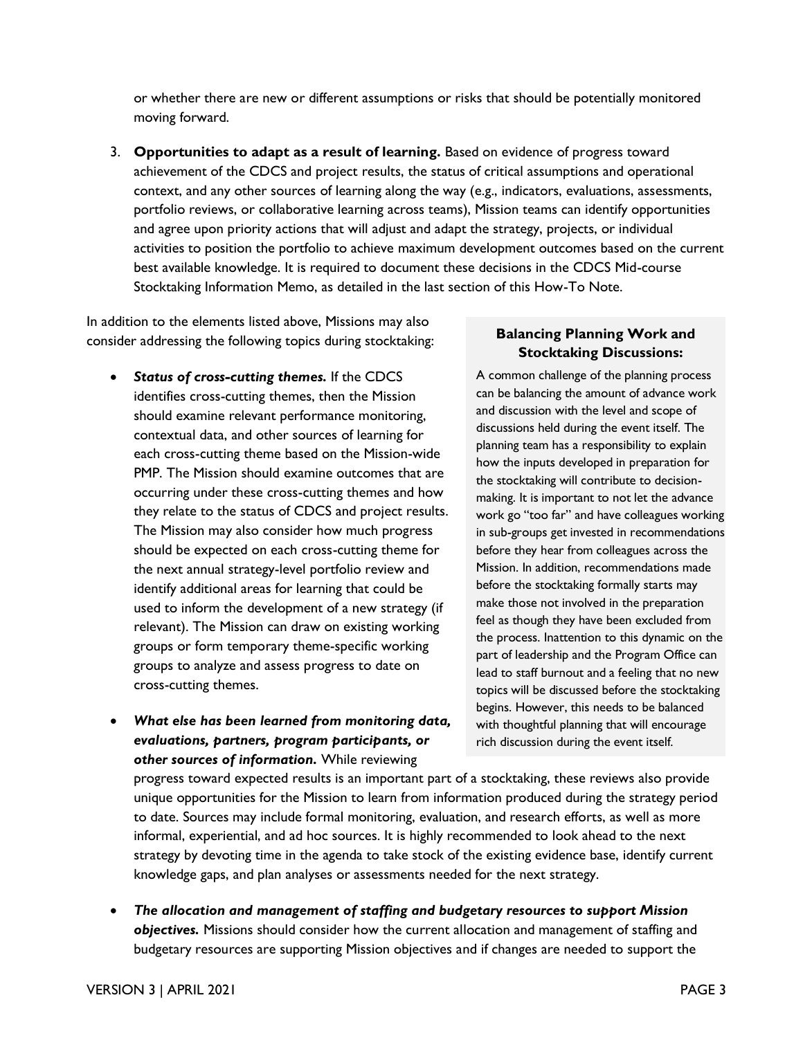or whether there are new or different assumptions or risks that should be potentially monitored moving forward.

3. **Opportunities to adapt as a result of learning.** Based on evidence of progress toward achievement of the CDCS and project results, the status of critical assumptions and operational context, and any other sources of learning along the way (e.g., indicators, evaluations, assessments, portfolio reviews, or collaborative learning across teams), Mission teams can identify opportunities and agree upon priority actions that will adjust and adapt the strategy, projects, or individual activities to position the portfolio to achieve maximum development outcomes based on the current best available knowledge. It is required to document these decisions in the CDCS Mid-course Stocktaking Information Memo, as detailed in the last section of this How-To Note.

In addition to the elements listed above, Missions may also consider addressing the following topics during stocktaking:

- ***Status of cross-cutting themes.*** If the CDCS identifies cross-cutting themes, then the Mission should examine relevant performance monitoring, contextual data, and other sources of learning for each cross-cutting theme based on the Mission-wide PMP. The Mission should examine outcomes that are occurring under these cross-cutting themes and how they relate to the status of CDCS and project results. The Mission may also consider how much progress should be expected on each cross-cutting theme for the next annual strategy-level portfolio review and identify additional areas for learning that could be used to inform the development of a new strategy (if relevant). The Mission can draw on existing working groups or form temporary theme-specific working groups to analyze and assess progress to date on cross-cutting themes.

- ***What else has been learned from monitoring data, evaluations, partners, program participants, or other sources of information.*** While reviewing progress toward expected results is an important part of a stocktaking, these reviews also provide unique opportunities for the Mission to learn from information produced during the strategy period to date. Sources may include formal monitoring, evaluation, and research efforts, as well as more informal, experiential, and ad hoc sources. It is highly recommended to look ahead to the next strategy by devoting time in the agenda to take stock of the existing evidence base, identify current knowledge gaps, and plan analyses or assessments needed for the next strategy.

- ***The allocation and management of staffing and budgetary resources to support Mission objectives.*** Missions should consider how the current allocation and management of staffing and budgetary resources are supporting Mission objectives and if changes are needed to support the

**Balancing Planning Work and Stocktaking Discussions:**

A common challenge of the planning process can be balancing the amount of advance work and discussion with the level and scope of discussions held during the event itself. The planning team has a responsibility to explain how the inputs developed in preparation for the stocktaking will contribute to decision-making. It is important to not let the advance work go "too far" and have colleagues working in sub-groups get invested in recommendations before they hear from colleagues across the Mission. In addition, recommendations made before the stocktaking formally starts may make those not involved in the preparation feel as though they have been excluded from the process. Inattention to this dynamic on the part of leadership and the Program Office can lead to staff burnout and a feeling that no new topics will be discussed before the stocktaking begins. However, this needs to be balanced with thoughtful planning that will encourage rich discussion during the event itself.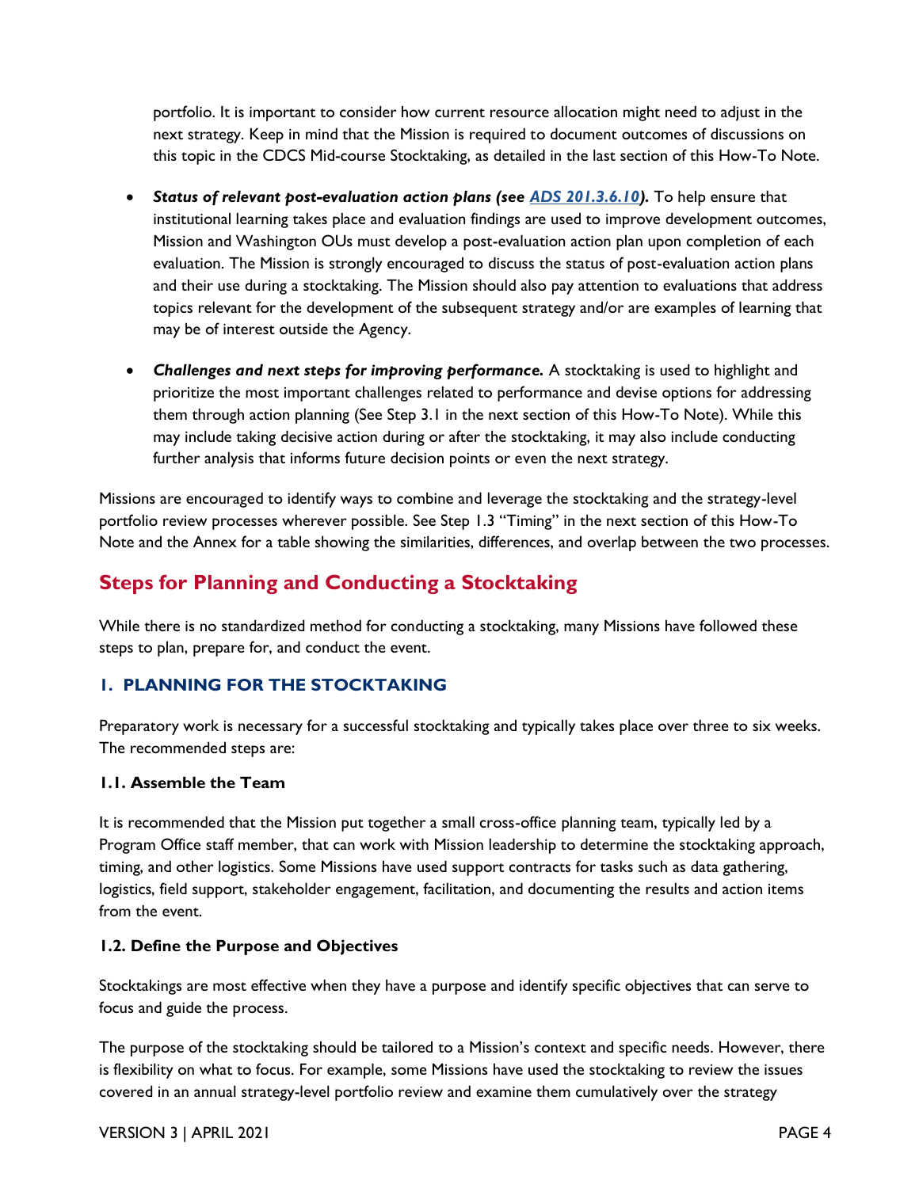portfolio. It is important to consider how current resource allocation might need to adjust in the next strategy. Keep in mind that the Mission is required to document outcomes of discussions on this topic in the CDCS Mid-course Stocktaking, as detailed in the last section of this How-To Note.

- ***Status of relevant post-evaluation action plans (see [ADS 201.3.6.10](#)).*** To help ensure that institutional learning takes place and evaluation findings are used to improve development outcomes, Mission and Washington OUs must develop a post-evaluation action plan upon completion of each evaluation. The Mission is strongly encouraged to discuss the status of post-evaluation action plans and their use during a stocktaking. The Mission should also pay attention to evaluations that address topics relevant for the development of the subsequent strategy and/or are examples of learning that may be of interest outside the Agency.

- ***Challenges and next steps for improving performance.*** A stocktaking is used to highlight and prioritize the most important challenges related to performance and devise options for addressing them through action planning (See Step 3.1 in the next section of this How-To Note). While this may include taking decisive action during or after the stocktaking, it may also include conducting further analysis that informs future decision points or even the next strategy.

Missions are encouraged to identify ways to combine and leverage the stocktaking and the strategy-level portfolio review processes wherever possible. See Step 1.3 "Timing" in the next section of this How-To Note and the Annex for a table showing the similarities, differences, and overlap between the two processes.

## Steps for Planning and Conducting a Stocktaking

While there is no standardized method for conducting a stocktaking, many Missions have followed these steps to plan, prepare for, and conduct the event.

### 1. PLANNING FOR THE STOCKTAKING

Preparatory work is necessary for a successful stocktaking and typically takes place over three to six weeks. The recommended steps are:

#### 1.1. Assemble the Team

It is recommended that the Mission put together a small cross-office planning team, typically led by a Program Office staff member, that can work with Mission leadership to determine the stocktaking approach, timing, and other logistics. Some Missions have used support contracts for tasks such as data gathering, logistics, field support, stakeholder engagement, facilitation, and documenting the results and action items from the event.

#### 1.2. Define the Purpose and Objectives

Stocktakings are most effective when they have a purpose and identify specific objectives that can serve to focus and guide the process.

The purpose of the stocktaking should be tailored to a Mission's context and specific needs. However, there is flexibility on what to focus. For example, some Missions have used the stocktaking to review the issues covered in an annual strategy-level portfolio review and examine them cumulatively over the strategy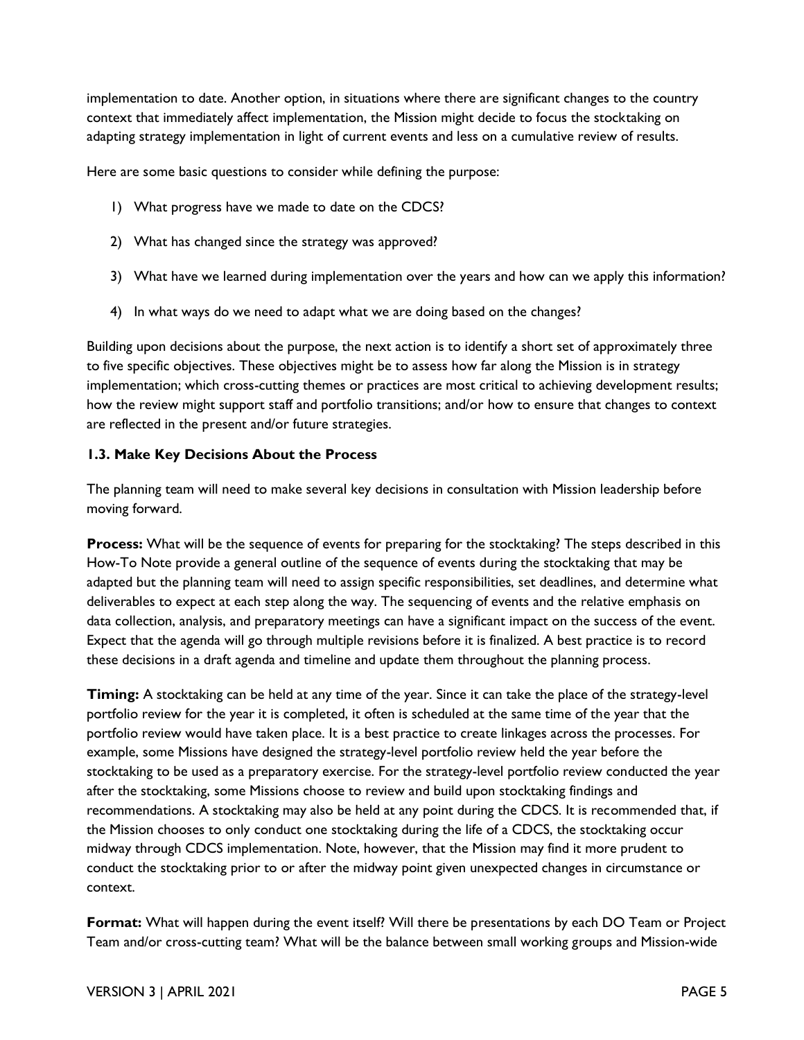implementation to date. Another option, in situations where there are significant changes to the country context that immediately affect implementation, the Mission might decide to focus the stocktaking on adapting strategy implementation in light of current events and less on a cumulative review of results.

Here are some basic questions to consider while defining the purpose:

1) What progress have we made to date on the CDCS?
2) What has changed since the strategy was approved?
3) What have we learned during implementation over the years and how can we apply this information?
4) In what ways do we need to adapt what we are doing based on the changes?

Building upon decisions about the purpose, the next action is to identify a short set of approximately three to five specific objectives. These objectives might be to assess how far along the Mission is in strategy implementation; which cross-cutting themes or practices are most critical to achieving development results; how the review might support staff and portfolio transitions; and/or how to ensure that changes to context are reflected in the present and/or future strategies.

### 1.3. Make Key Decisions About the Process

The planning team will need to make several key decisions in consultation with Mission leadership before moving forward.

**Process:** What will be the sequence of events for preparing for the stocktaking? The steps described in this How-To Note provide a general outline of the sequence of events during the stocktaking that may be adapted but the planning team will need to assign specific responsibilities, set deadlines, and determine what deliverables to expect at each step along the way. The sequencing of events and the relative emphasis on data collection, analysis, and preparatory meetings can have a significant impact on the success of the event. Expect that the agenda will go through multiple revisions before it is finalized. A best practice is to record these decisions in a draft agenda and timeline and update them throughout the planning process.

**Timing:** A stocktaking can be held at any time of the year. Since it can take the place of the strategy-level portfolio review for the year it is completed, it often is scheduled at the same time of the year that the portfolio review would have taken place. It is a best practice to create linkages across the processes. For example, some Missions have designed the strategy-level portfolio review held the year before the stocktaking to be used as a preparatory exercise. For the strategy-level portfolio review conducted the year after the stocktaking, some Missions choose to review and build upon stocktaking findings and recommendations. A stocktaking may also be held at any point during the CDCS. It is recommended that, if the Mission chooses to only conduct one stocktaking during the life of a CDCS, the stocktaking occur midway through CDCS implementation. Note, however, that the Mission may find it more prudent to conduct the stocktaking prior to or after the midway point given unexpected changes in circumstance or context.

**Format:** What will happen during the event itself? Will there be presentations by each DO Team or Project Team and/or cross-cutting team? What will be the balance between small working groups and Mission-wide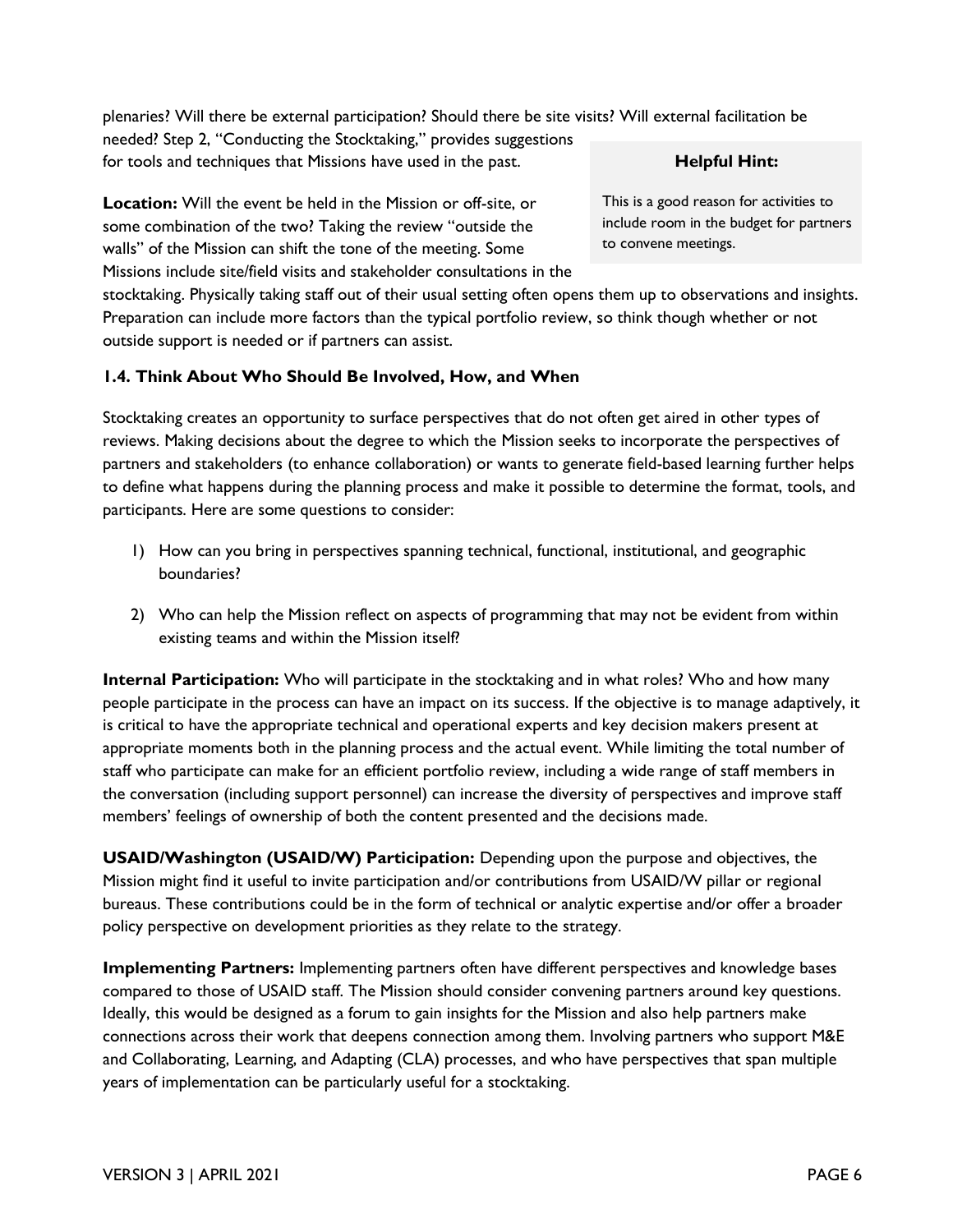plenaries? Will there be external participation? Should there be site visits? Will external facilitation be needed? Step 2, "Conducting the Stocktaking," provides suggestions for tools and techniques that Missions have used in the past.

**Location:** Will the event be held in the Mission or off-site, or some combination of the two? Taking the review "outside the walls" of the Mission can shift the tone of the meeting. Some Missions include site/field visits and stakeholder consultations in the stocktaking. Physically taking staff out of their usual setting often opens them up to observations and insights. Preparation can include more factors than the typical portfolio review, so think though whether or not outside support is needed or if partners can assist.

> **Helpful Hint:**
>
> This is a good reason for activities to include room in the budget for partners to convene meetings.

### 1.4. Think About Who Should Be Involved, How, and When

Stocktaking creates an opportunity to surface perspectives that do not often get aired in other types of reviews. Making decisions about the degree to which the Mission seeks to incorporate the perspectives of partners and stakeholders (to enhance collaboration) or wants to generate field-based learning further helps to define what happens during the planning process and make it possible to determine the format, tools, and participants. Here are some questions to consider:

1) How can you bring in perspectives spanning technical, functional, institutional, and geographic boundaries?
2) Who can help the Mission reflect on aspects of programming that may not be evident from within existing teams and within the Mission itself?

**Internal Participation:** Who will participate in the stocktaking and in what roles? Who and how many people participate in the process can have an impact on its success. If the objective is to manage adaptively, it is critical to have the appropriate technical and operational experts and key decision makers present at appropriate moments both in the planning process and the actual event. While limiting the total number of staff who participate can make for an efficient portfolio review, including a wide range of staff members in the conversation (including support personnel) can increase the diversity of perspectives and improve staff members' feelings of ownership of both the content presented and the decisions made.

**USAID/Washington (USAID/W) Participation:** Depending upon the purpose and objectives, the Mission might find it useful to invite participation and/or contributions from USAID/W pillar or regional bureaus. These contributions could be in the form of technical or analytic expertise and/or offer a broader policy perspective on development priorities as they relate to the strategy.

**Implementing Partners:** Implementing partners often have different perspectives and knowledge bases compared to those of USAID staff. The Mission should consider convening partners around key questions. Ideally, this would be designed as a forum to gain insights for the Mission and also help partners make connections across their work that deepens connection among them. Involving partners who support M&E and Collaborating, Learning, and Adapting (CLA) processes, and who have perspectives that span multiple years of implementation can be particularly useful for a stocktaking.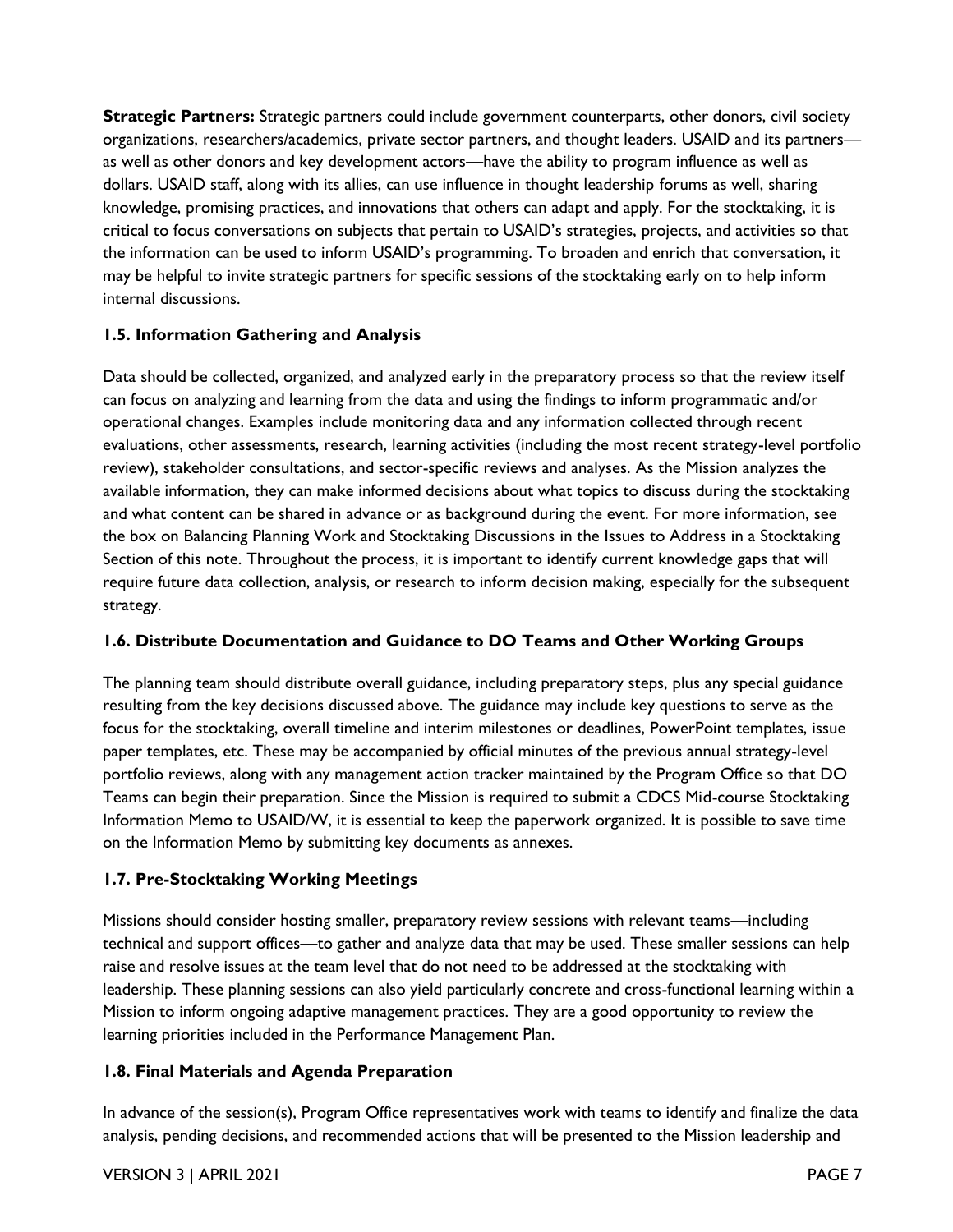**Strategic Partners:** Strategic partners could include government counterparts, other donors, civil society organizations, researchers/academics, private sector partners, and thought leaders. USAID and its partners—as well as other donors and key development actors—have the ability to program influence as well as dollars. USAID staff, along with its allies, can use influence in thought leadership forums as well, sharing knowledge, promising practices, and innovations that others can adapt and apply. For the stocktaking, it is critical to focus conversations on subjects that pertain to USAID's strategies, projects, and activities so that the information can be used to inform USAID's programming. To broaden and enrich that conversation, it may be helpful to invite strategic partners for specific sessions of the stocktaking early on to help inform internal discussions.

### 1.5. Information Gathering and Analysis

Data should be collected, organized, and analyzed early in the preparatory process so that the review itself can focus on analyzing and learning from the data and using the findings to inform programmatic and/or operational changes. Examples include monitoring data and any information collected through recent evaluations, other assessments, research, learning activities (including the most recent strategy-level portfolio review), stakeholder consultations, and sector-specific reviews and analyses. As the Mission analyzes the available information, they can make informed decisions about what topics to discuss during the stocktaking and what content can be shared in advance or as background during the event. For more information, see the box on Balancing Planning Work and Stocktaking Discussions in the Issues to Address in a Stocktaking Section of this note. Throughout the process, it is important to identify current knowledge gaps that will require future data collection, analysis, or research to inform decision making, especially for the subsequent strategy.

### 1.6. Distribute Documentation and Guidance to DO Teams and Other Working Groups

The planning team should distribute overall guidance, including preparatory steps, plus any special guidance resulting from the key decisions discussed above. The guidance may include key questions to serve as the focus for the stocktaking, overall timeline and interim milestones or deadlines, PowerPoint templates, issue paper templates, etc. These may be accompanied by official minutes of the previous annual strategy-level portfolio reviews, along with any management action tracker maintained by the Program Office so that DO Teams can begin their preparation. Since the Mission is required to submit a CDCS Mid-course Stocktaking Information Memo to USAID/W, it is essential to keep the paperwork organized. It is possible to save time on the Information Memo by submitting key documents as annexes.

### 1.7. Pre-Stocktaking Working Meetings

Missions should consider hosting smaller, preparatory review sessions with relevant teams—including technical and support offices—to gather and analyze data that may be used. These smaller sessions can help raise and resolve issues at the team level that do not need to be addressed at the stocktaking with leadership. These planning sessions can also yield particularly concrete and cross-functional learning within a Mission to inform ongoing adaptive management practices. They are a good opportunity to review the learning priorities included in the Performance Management Plan.

### 1.8. Final Materials and Agenda Preparation

In advance of the session(s), Program Office representatives work with teams to identify and finalize the data analysis, pending decisions, and recommended actions that will be presented to the Mission leadership and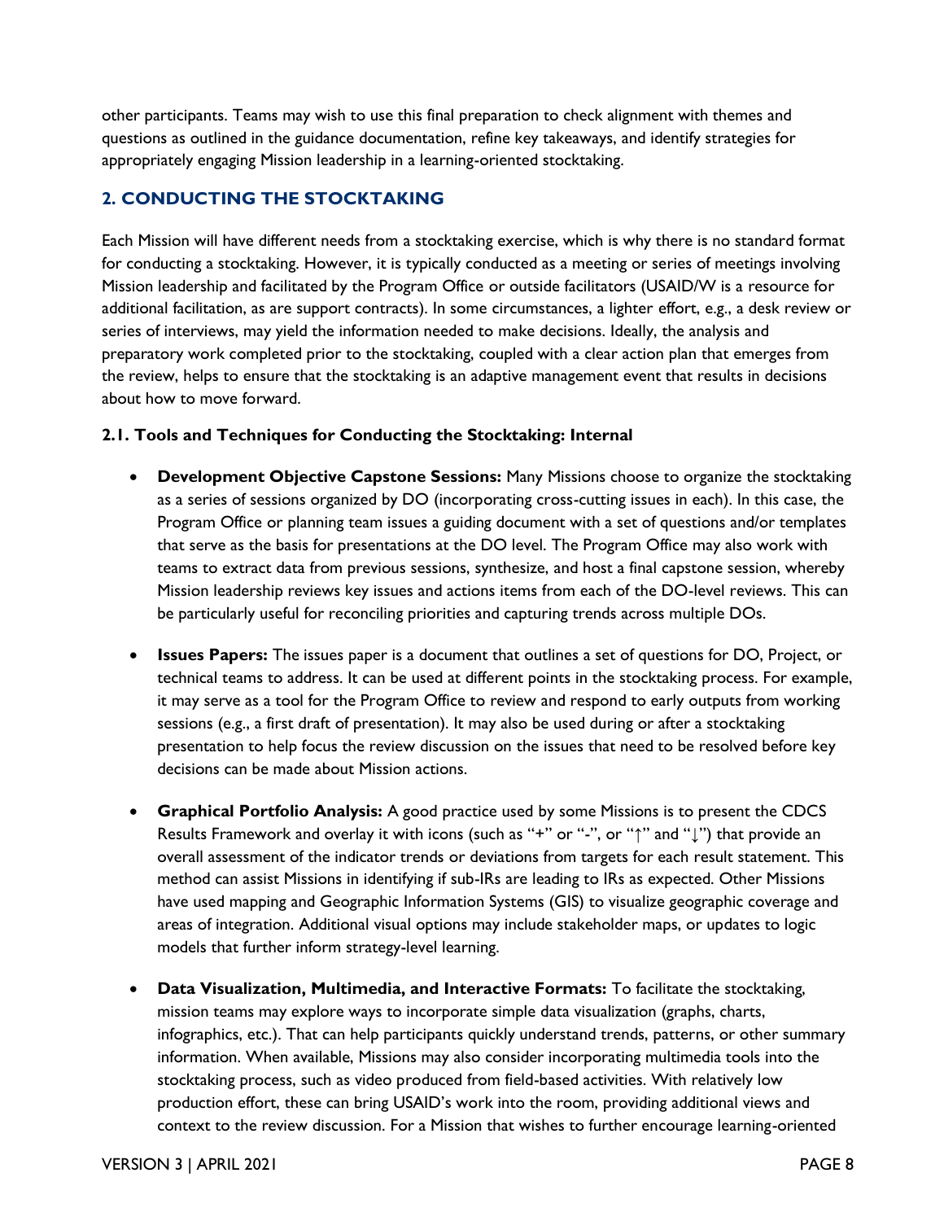other participants. Teams may wish to use this final preparation to check alignment with themes and questions as outlined in the guidance documentation, refine key takeaways, and identify strategies for appropriately engaging Mission leadership in a learning-oriented stocktaking.

## 2. CONDUCTING THE STOCKTAKING

Each Mission will have different needs from a stocktaking exercise, which is why there is no standard format for conducting a stocktaking. However, it is typically conducted as a meeting or series of meetings involving Mission leadership and facilitated by the Program Office or outside facilitators (USAID/W is a resource for additional facilitation, as are support contracts). In some circumstances, a lighter effort, e.g., a desk review or series of interviews, may yield the information needed to make decisions. Ideally, the analysis and preparatory work completed prior to the stocktaking, coupled with a clear action plan that emerges from the review, helps to ensure that the stocktaking is an adaptive management event that results in decisions about how to move forward.

### 2.1. Tools and Techniques for Conducting the Stocktaking: Internal

- **Development Objective Capstone Sessions:** Many Missions choose to organize the stocktaking as a series of sessions organized by DO (incorporating cross-cutting issues in each). In this case, the Program Office or planning team issues a guiding document with a set of questions and/or templates that serve as the basis for presentations at the DO level. The Program Office may also work with teams to extract data from previous sessions, synthesize, and host a final capstone session, whereby Mission leadership reviews key issues and actions items from each of the DO-level reviews. This can be particularly useful for reconciling priorities and capturing trends across multiple DOs.

- **Issues Papers:** The issues paper is a document that outlines a set of questions for DO, Project, or technical teams to address. It can be used at different points in the stocktaking process. For example, it may serve as a tool for the Program Office to review and respond to early outputs from working sessions (e.g., a first draft of presentation). It may also be used during or after a stocktaking presentation to help focus the review discussion on the issues that need to be resolved before key decisions can be made about Mission actions.

- **Graphical Portfolio Analysis:** A good practice used by some Missions is to present the CDCS Results Framework and overlay it with icons (such as "+" or "-", or "↑" and "↓") that provide an overall assessment of the indicator trends or deviations from targets for each result statement. This method can assist Missions in identifying if sub-IRs are leading to IRs as expected. Other Missions have used mapping and Geographic Information Systems (GIS) to visualize geographic coverage and areas of integration. Additional visual options may include stakeholder maps, or updates to logic models that further inform strategy-level learning.

- **Data Visualization, Multimedia, and Interactive Formats:** To facilitate the stocktaking, mission teams may explore ways to incorporate simple data visualization (graphs, charts, infographics, etc.). That can help participants quickly understand trends, patterns, or other summary information. When available, Missions may also consider incorporating multimedia tools into the stocktaking process, such as video produced from field-based activities. With relatively low production effort, these can bring USAID's work into the room, providing additional views and context to the review discussion. For a Mission that wishes to further encourage learning-oriented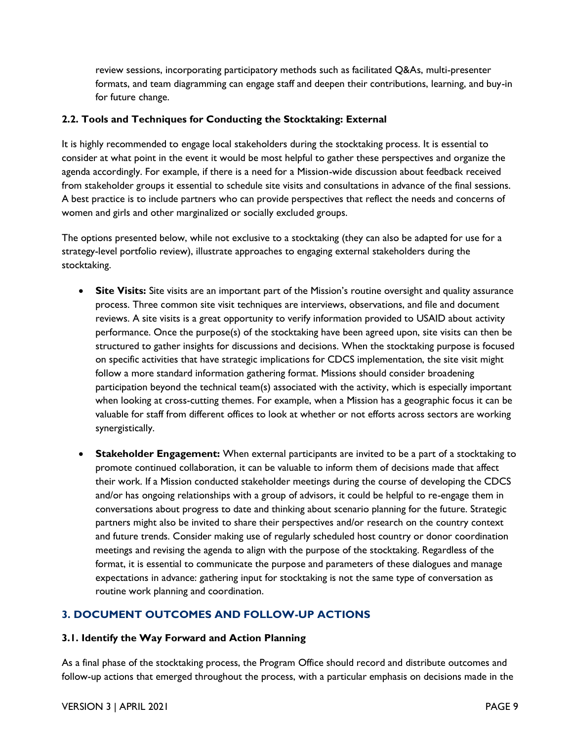review sessions, incorporating participatory methods such as facilitated Q&As, multi-presenter formats, and team diagramming can engage staff and deepen their contributions, learning, and buy-in for future change.

### 2.2. Tools and Techniques for Conducting the Stocktaking: External

It is highly recommended to engage local stakeholders during the stocktaking process. It is essential to consider at what point in the event it would be most helpful to gather these perspectives and organize the agenda accordingly. For example, if there is a need for a Mission-wide discussion about feedback received from stakeholder groups it essential to schedule site visits and consultations in advance of the final sessions. A best practice is to include partners who can provide perspectives that reflect the needs and concerns of women and girls and other marginalized or socially excluded groups.

The options presented below, while not exclusive to a stocktaking (they can also be adapted for use for a strategy-level portfolio review), illustrate approaches to engaging external stakeholders during the stocktaking.

- **Site Visits:** Site visits are an important part of the Mission's routine oversight and quality assurance process. Three common site visit techniques are interviews, observations, and file and document reviews. A site visits is a great opportunity to verify information provided to USAID about activity performance. Once the purpose(s) of the stocktaking have been agreed upon, site visits can then be structured to gather insights for discussions and decisions. When the stocktaking purpose is focused on specific activities that have strategic implications for CDCS implementation, the site visit might follow a more standard information gathering format. Missions should consider broadening participation beyond the technical team(s) associated with the activity, which is especially important when looking at cross-cutting themes. For example, when a Mission has a geographic focus it can be valuable for staff from different offices to look at whether or not efforts across sectors are working synergistically.

- **Stakeholder Engagement:** When external participants are invited to be a part of a stocktaking to promote continued collaboration, it can be valuable to inform them of decisions made that affect their work. If a Mission conducted stakeholder meetings during the course of developing the CDCS and/or has ongoing relationships with a group of advisors, it could be helpful to re-engage them in conversations about progress to date and thinking about scenario planning for the future. Strategic partners might also be invited to share their perspectives and/or research on the country context and future trends. Consider making use of regularly scheduled host country or donor coordination meetings and revising the agenda to align with the purpose of the stocktaking. Regardless of the format, it is essential to communicate the purpose and parameters of these dialogues and manage expectations in advance: gathering input for stocktaking is not the same type of conversation as routine work planning and coordination.

## 3. DOCUMENT OUTCOMES AND FOLLOW-UP ACTIONS

### 3.1. Identify the Way Forward and Action Planning

As a final phase of the stocktaking process, the Program Office should record and distribute outcomes and follow-up actions that emerged throughout the process, with a particular emphasis on decisions made in the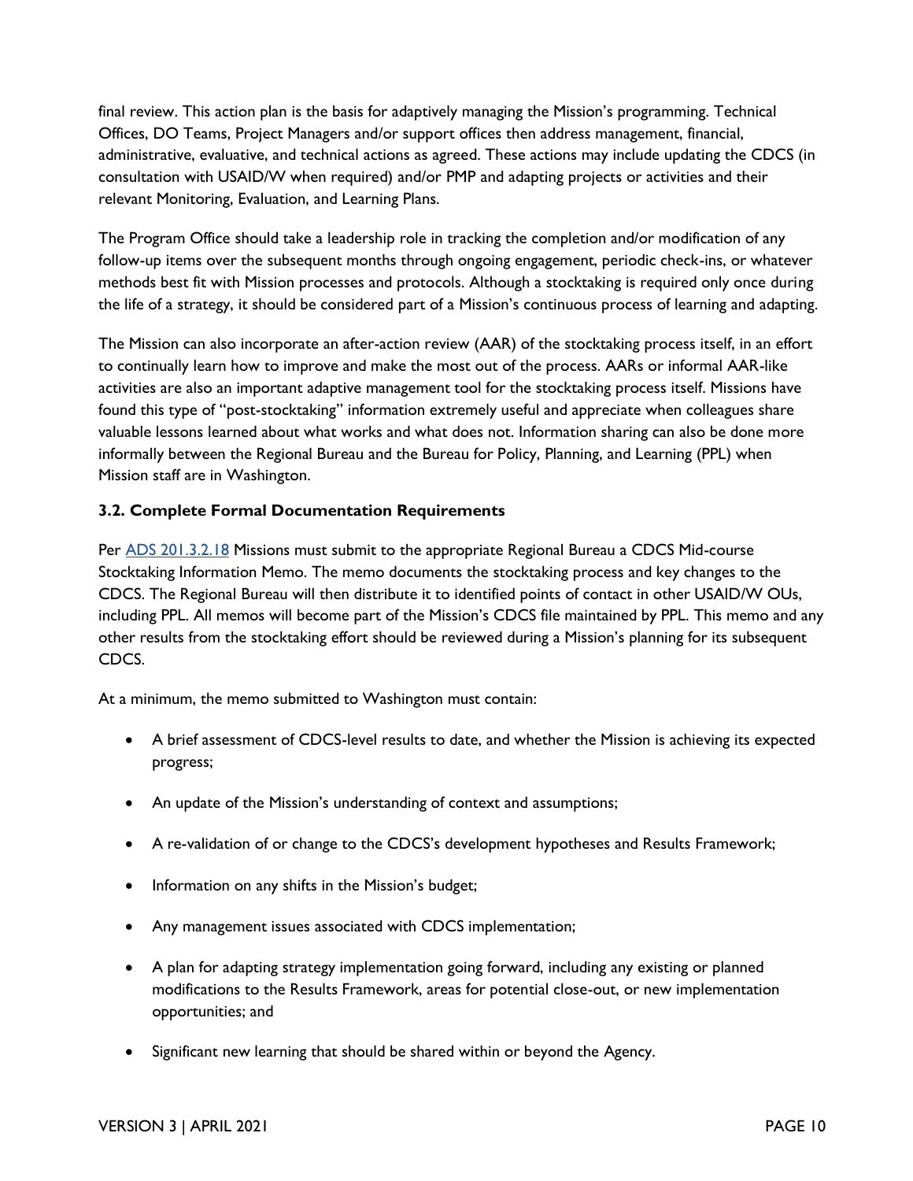final review. This action plan is the basis for adaptively managing the Mission's programming. Technical Offices, DO Teams, Project Managers and/or support offices then address management, financial, administrative, evaluative, and technical actions as agreed. These actions may include updating the CDCS (in consultation with USAID/W when required) and/or PMP and adapting projects or activities and their relevant Monitoring, Evaluation, and Learning Plans.

The Program Office should take a leadership role in tracking the completion and/or modification of any follow-up items over the subsequent months through ongoing engagement, periodic check-ins, or whatever methods best fit with Mission processes and protocols. Although a stocktaking is required only once during the life of a strategy, it should be considered part of a Mission's continuous process of learning and adapting.

The Mission can also incorporate an after-action review (AAR) of the stocktaking process itself, in an effort to continually learn how to improve and make the most out of the process. AARs or informal AAR-like activities are also an important adaptive management tool for the stocktaking process itself. Missions have found this type of "post-stocktaking" information extremely useful and appreciate when colleagues share valuable lessons learned about what works and what does not. Information sharing can also be done more informally between the Regional Bureau and the Bureau for Policy, Planning, and Learning (PPL) when Mission staff are in Washington.

### 3.2. Complete Formal Documentation Requirements

Per [ADS 201.3.2.18](ADS 201.3.2.18) Missions must submit to the appropriate Regional Bureau a CDCS Mid-course Stocktaking Information Memo. The memo documents the stocktaking process and key changes to the CDCS. The Regional Bureau will then distribute it to identified points of contact in other USAID/W OUs, including PPL. All memos will become part of the Mission's CDCS file maintained by PPL. This memo and any other results from the stocktaking effort should be reviewed during a Mission's planning for its subsequent CDCS.

At a minimum, the memo submitted to Washington must contain:

- A brief assessment of CDCS-level results to date, and whether the Mission is achieving its expected progress;
- An update of the Mission's understanding of context and assumptions;
- A re-validation of or change to the CDCS's development hypotheses and Results Framework;
- Information on any shifts in the Mission's budget;
- Any management issues associated with CDCS implementation;
- A plan for adapting strategy implementation going forward, including any existing or planned modifications to the Results Framework, areas for potential close-out, or new implementation opportunities; and
- Significant new learning that should be shared within or beyond the Agency.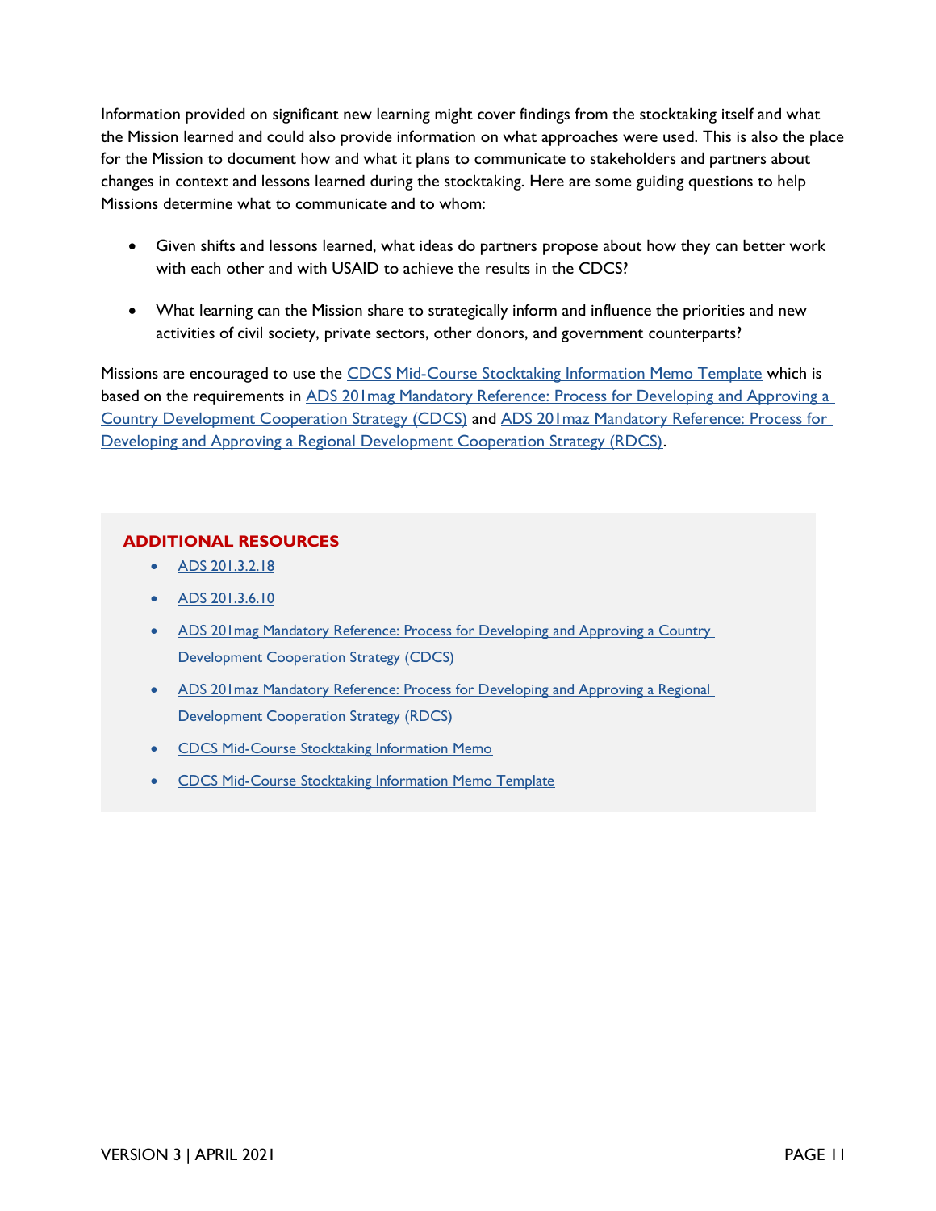Information provided on significant new learning might cover findings from the stocktaking itself and what the Mission learned and could also provide information on what approaches were used. This is also the place for the Mission to document how and what it plans to communicate to stakeholders and partners about changes in context and lessons learned during the stocktaking. Here are some guiding questions to help Missions determine what to communicate and to whom:

- Given shifts and lessons learned, what ideas do partners propose about how they can better work with each other and with USAID to achieve the results in the CDCS?
- What learning can the Mission share to strategically inform and influence the priorities and new activities of civil society, private sectors, other donors, and government counterparts?

Missions are encouraged to use the CDCS Mid-Course Stocktaking Information Memo Template which is based on the requirements in ADS 201mag Mandatory Reference: Process for Developing and Approving a Country Development Cooperation Strategy (CDCS) and ADS 201maz Mandatory Reference: Process for Developing and Approving a Regional Development Cooperation Strategy (RDCS).

## ADDITIONAL RESOURCES

- ADS 201.3.2.18
- ADS 201.3.6.10
- ADS 201mag Mandatory Reference: Process for Developing and Approving a Country Development Cooperation Strategy (CDCS)
- ADS 201maz Mandatory Reference: Process for Developing and Approving a Regional Development Cooperation Strategy (RDCS)
- CDCS Mid-Course Stocktaking Information Memo
- CDCS Mid-Course Stocktaking Information Memo Template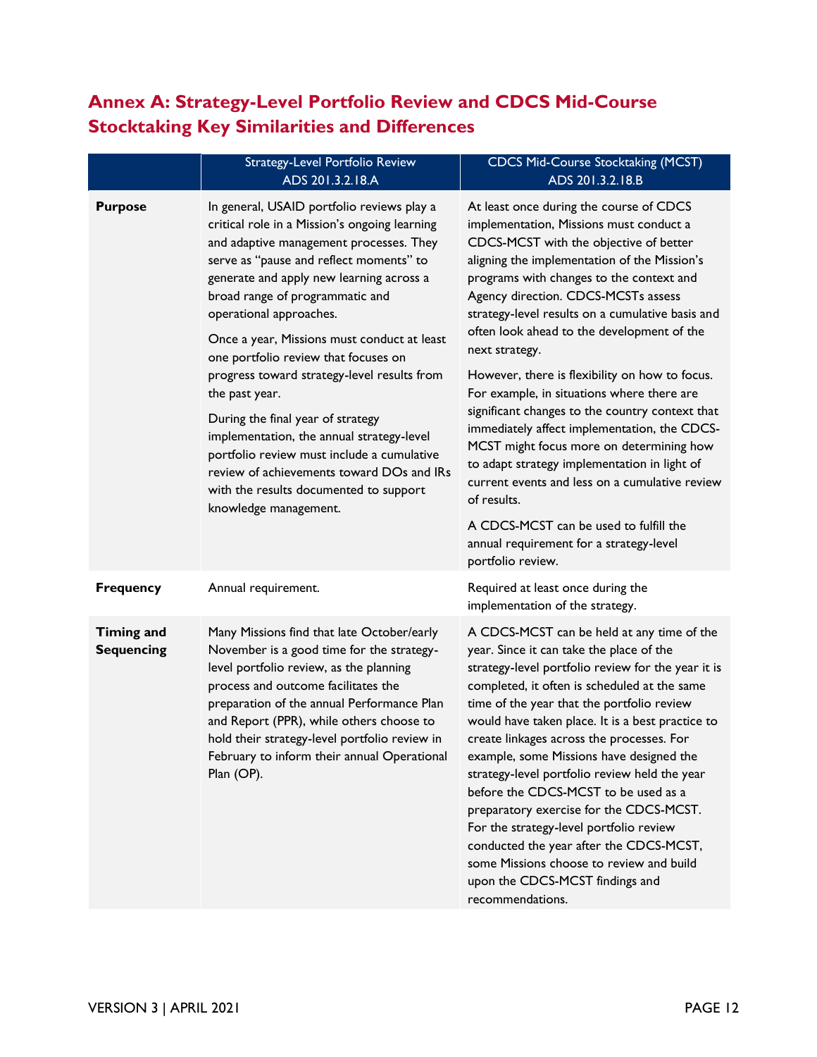## Annex A: Strategy-Level Portfolio Review and CDCS Mid-Course Stocktaking Key Similarities and Differences

| | Strategy-Level Portfolio Review ADS 201.3.2.18.A | CDCS Mid-Course Stocktaking (MCST) ADS 201.3.2.18.B |
|---|---|---|
| **Purpose** | In general, USAID portfolio reviews play a critical role in a Mission's ongoing learning and adaptive management processes. They serve as "pause and reflect moments" to generate and apply new learning across a broad range of programmatic and operational approaches.<br><br>Once a year, Missions must conduct at least one portfolio review that focuses on progress toward strategy-level results from the past year.<br><br>During the final year of strategy implementation, the annual strategy-level portfolio review must include a cumulative review of achievements toward DOs and IRs with the results documented to support knowledge management. | At least once during the course of CDCS implementation, Missions must conduct a CDCS-MCST with the objective of better aligning the implementation of the Mission's programs with changes to the context and Agency direction. CDCS-MCSTs assess strategy-level results on a cumulative basis and often look ahead to the development of the next strategy.<br><br>However, there is flexibility on how to focus. For example, in situations where there are significant changes to the country context that immediately affect implementation, the CDCS-MCST might focus more on determining how to adapt strategy implementation in light of current events and less on a cumulative review of results.<br><br>A CDCS-MCST can be used to fulfill the annual requirement for a strategy-level portfolio review. |
| **Frequency** | Annual requirement. | Required at least once during the implementation of the strategy. |
| **Timing and Sequencing** | Many Missions find that late October/early November is a good time for the strategy-level portfolio review, as the planning process and outcome facilitates the preparation of the annual Performance Plan and Report (PPR), while others choose to hold their strategy-level portfolio review in February to inform their annual Operational Plan (OP). | A CDCS-MCST can be held at any time of the year. Since it can take the place of the strategy-level portfolio review for the year it is completed, it often is scheduled at the same time of the year that the portfolio review would have taken place. It is a best practice to create linkages across the processes. For example, some Missions have designed the strategy-level portfolio review held the year before the CDCS-MCST to be used as a preparatory exercise for the CDCS-MCST. For the strategy-level portfolio review conducted the year after the CDCS-MCST, some Missions choose to review and build upon the CDCS-MCST findings and recommendations. |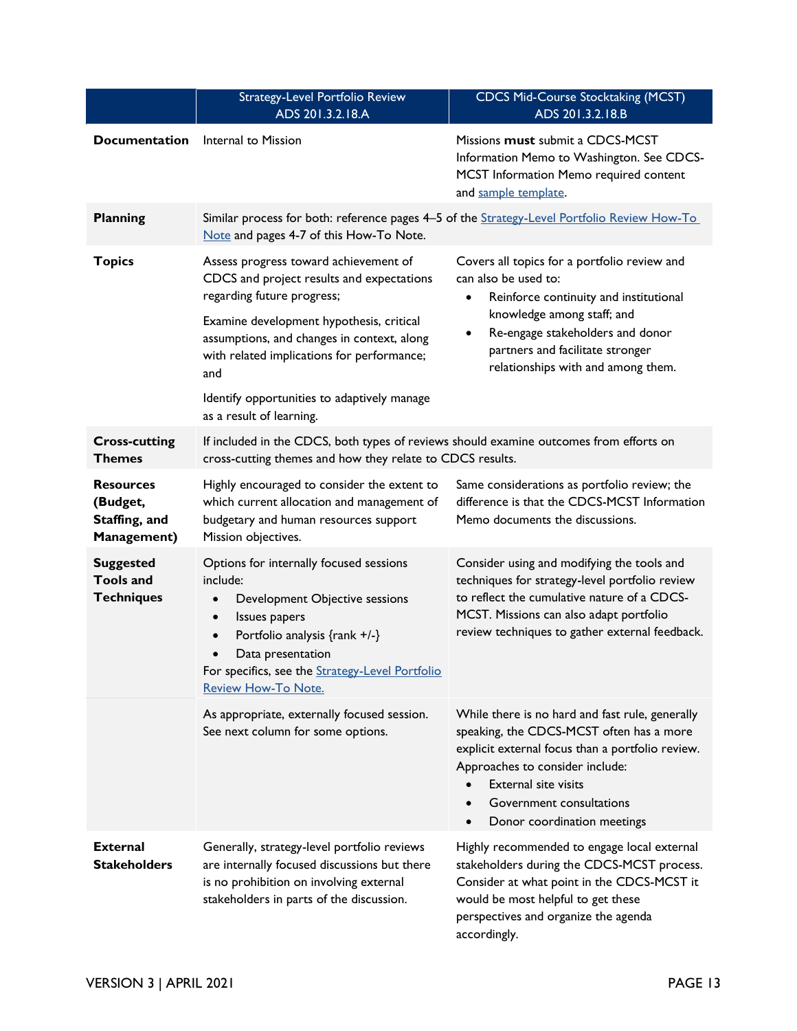| | Strategy-Level Portfolio Review ADS 201.3.2.18.A | CDCS Mid-Course Stocktaking (MCST) ADS 201.3.2.18.B |
|---|---|---|
| **Documentation** | Internal to Mission | Missions **must** submit a CDCS-MCST Information Memo to Washington. See CDCS-MCST Information Memo required content and sample template. |
| **Planning** | Similar process for both: reference pages 4–5 of the Strategy-Level Portfolio Review How-To Note and pages 4-7 of this How-To Note. | |
| **Topics** | Assess progress toward achievement of CDCS and project results and expectations regarding future progress;<br><br>Examine development hypothesis, critical assumptions, and changes in context, along with related implications for performance; and<br><br>Identify opportunities to adaptively manage as a result of learning. | Covers all topics for a portfolio review and can also be used to:<br>• Reinforce continuity and institutional knowledge among staff; and<br>• Re-engage stakeholders and donor partners and facilitate stronger relationships with and among them. |
| **Cross-cutting Themes** | If included in the CDCS, both types of reviews should examine outcomes from efforts on cross-cutting themes and how they relate to CDCS results. | |
| **Resources (Budget, Staffing, and Management)** | Highly encouraged to consider the extent to which current allocation and management of budgetary and human resources support Mission objectives. | Same considerations as portfolio review; the difference is that the CDCS-MCST Information Memo documents the discussions. |
| **Suggested Tools and Techniques** | Options for internally focused sessions include:<br>• Development Objective sessions<br>• Issues papers<br>• Portfolio analysis {rank +/-}<br>• Data presentation<br>For specifics, see the Strategy-Level Portfolio Review How-To Note. | Consider using and modifying the tools and techniques for strategy-level portfolio review to reflect the cumulative nature of a CDCS-MCST. Missions can also adapt portfolio review techniques to gather external feedback. |
| | As appropriate, externally focused session. See next column for some options. | While there is no hard and fast rule, generally speaking, the CDCS-MCST often has a more explicit external focus than a portfolio review. Approaches to consider include:<br>• External site visits<br>• Government consultations<br>• Donor coordination meetings |
| **External Stakeholders** | Generally, strategy-level portfolio reviews are internally focused discussions but there is no prohibition on involving external stakeholders in parts of the discussion. | Highly recommended to engage local external stakeholders during the CDCS-MCST process. Consider at what point in the CDCS-MCST it would be most helpful to get these perspectives and organize the agenda accordingly. |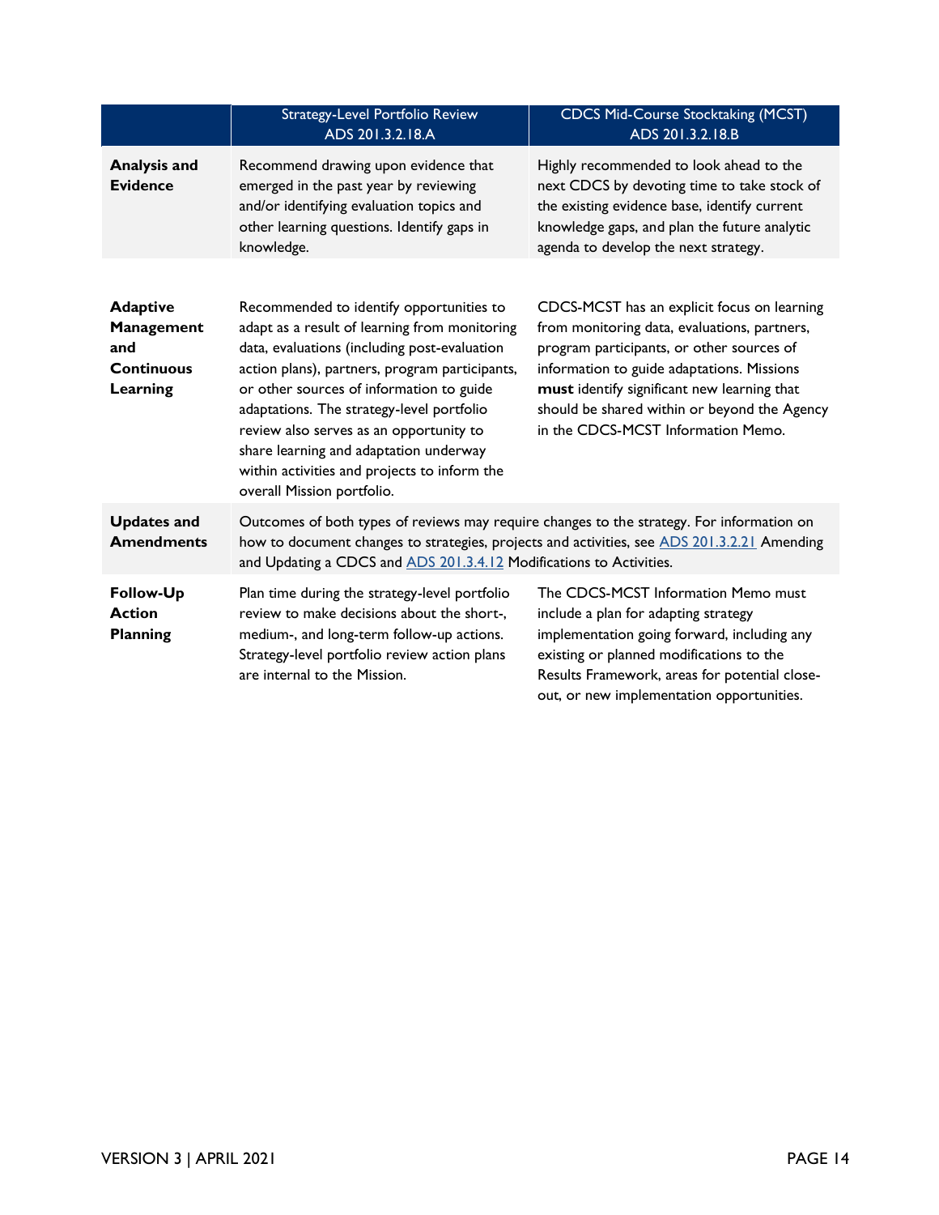| | Strategy-Level Portfolio Review ADS 201.3.2.18.A | CDCS Mid-Course Stocktaking (MCST) ADS 201.3.2.18.B |
|---|---|---|
| **Analysis and Evidence** | Recommend drawing upon evidence that emerged in the past year by reviewing and/or identifying evaluation topics and other learning questions. Identify gaps in knowledge. | Highly recommended to look ahead to the next CDCS by devoting time to take stock of the existing evidence base, identify current knowledge gaps, and plan the future analytic agenda to develop the next strategy. |
| **Adaptive Management and Continuous Learning** | Recommended to identify opportunities to adapt as a result of learning from monitoring data, evaluations (including post-evaluation action plans), partners, program participants, or other sources of information to guide adaptations. The strategy-level portfolio review also serves as an opportunity to share learning and adaptation underway within activities and projects to inform the overall Mission portfolio. | CDCS-MCST has an explicit focus on learning from monitoring data, evaluations, partners, program participants, or other sources of information to guide adaptations. Missions **must** identify significant new learning that should be shared within or beyond the Agency in the CDCS-MCST Information Memo. |
| **Updates and Amendments** | Outcomes of both types of reviews may require changes to the strategy. For information on how to document changes to strategies, projects and activities, see ADS 201.3.2.21 Amending and Updating a CDCS and ADS 201.3.4.12 Modifications to Activities. | |
| **Follow-Up Action Planning** | Plan time during the strategy-level portfolio review to make decisions about the short-, medium-, and long-term follow-up actions. Strategy-level portfolio review action plans are internal to the Mission. | The CDCS-MCST Information Memo must include a plan for adapting strategy implementation going forward, including any existing or planned modifications to the Results Framework, areas for potential close-out, or new implementation opportunities. |

VERSION 3 | APRIL 2021